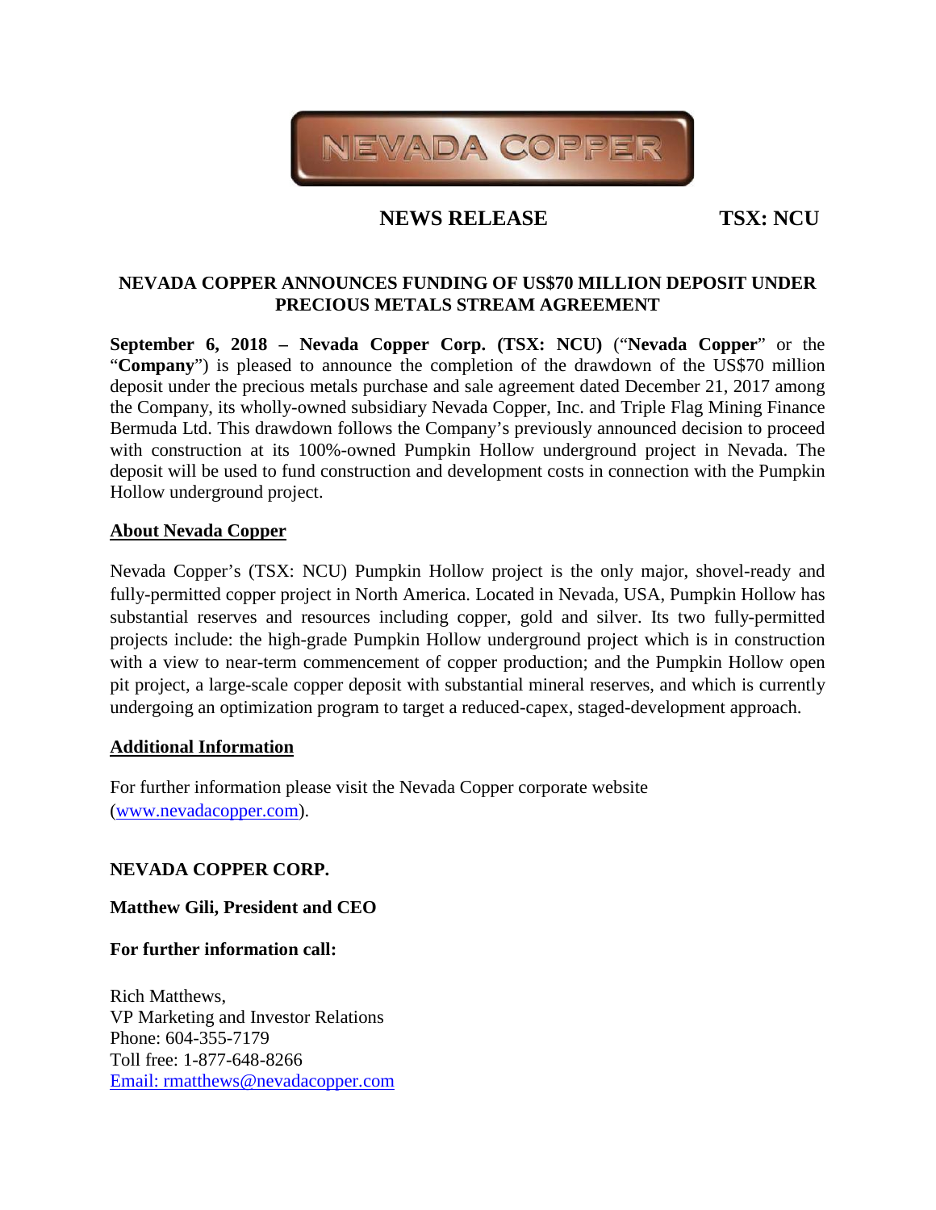NEVADA COPPER

**NEWS RELEASE** **TSX: NCU**

## NEVADA COPPER ANNOUNCES FUNDING OF US$70 MILLION DEPOSIT UNDER PRECIOUS METALS STREAM AGREEMENT

**September 6, 2018 – Nevada Copper Corp. (TSX: NCU)** ("**Nevada Copper**" or the "**Company**") is pleased to announce the completion of the drawdown of the US$70 million deposit under the precious metals purchase and sale agreement dated December 21, 2017 among the Company, its wholly-owned subsidiary Nevada Copper, Inc. and Triple Flag Mining Finance Bermuda Ltd. This drawdown follows the Company's previously announced decision to proceed with construction at its 100%-owned Pumpkin Hollow underground project in Nevada. The deposit will be used to fund construction and development costs in connection with the Pumpkin Hollow underground project.

**About Nevada Copper**

Nevada Copper's (TSX: NCU) Pumpkin Hollow project is the only major, shovel-ready and fully-permitted copper project in North America. Located in Nevada, USA, Pumpkin Hollow has substantial reserves and resources including copper, gold and silver. Its two fully-permitted projects include: the high-grade Pumpkin Hollow underground project which is in construction with a view to near-term commencement of copper production; and the Pumpkin Hollow open pit project, a large-scale copper deposit with substantial mineral reserves, and which is currently undergoing an optimization program to target a reduced-capex, staged-development approach.

**Additional Information**

For further information please visit the Nevada Copper corporate website (www.nevadacopper.com).

**NEVADA COPPER CORP.**

**Matthew Gili, President and CEO**

**For further information call:**

Rich Matthews,
VP Marketing and Investor Relations
Phone: 604-355-7179
Toll free: 1-877-648-8266
Email: rmatthews@nevadacopper.com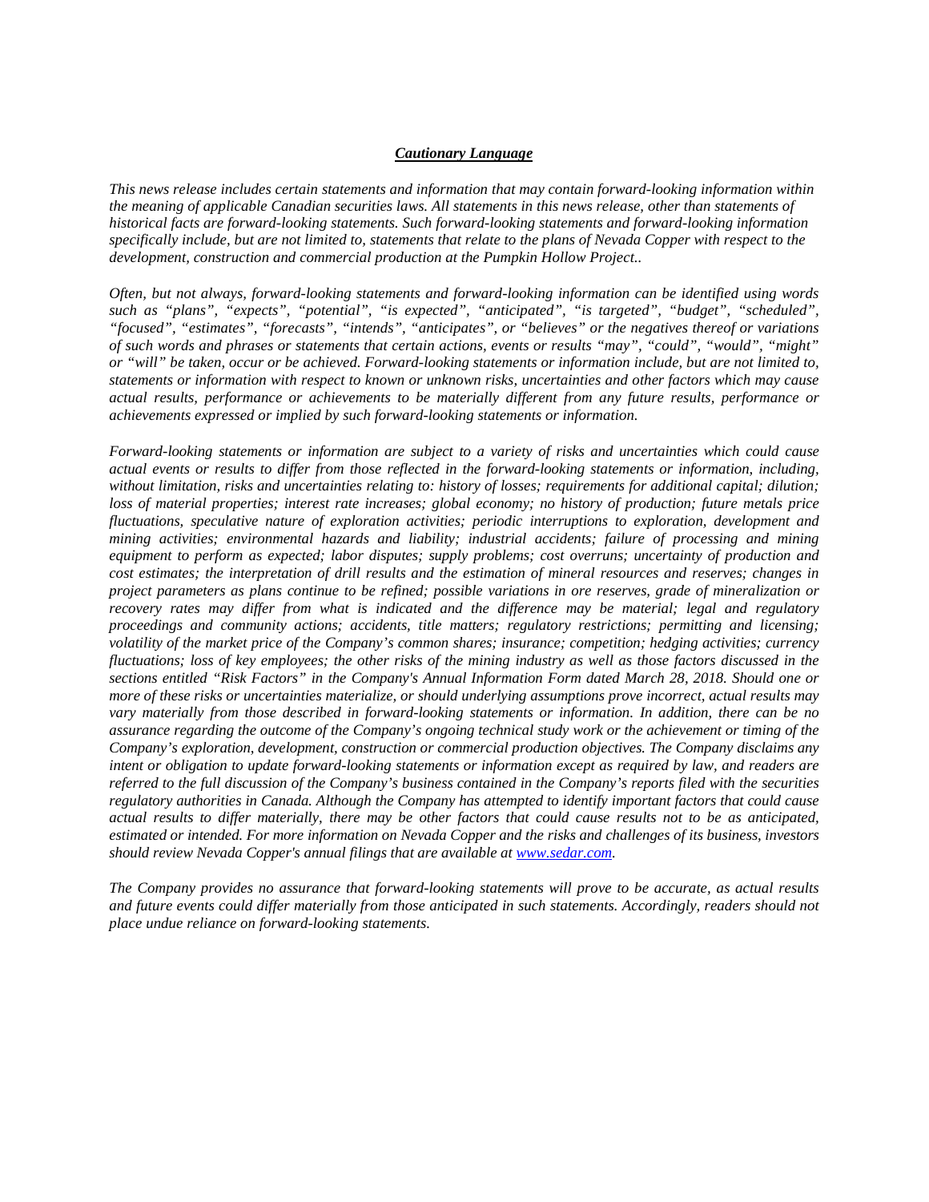***Cautionary Language***

*This news release includes certain statements and information that may contain forward-looking information within the meaning of applicable Canadian securities laws. All statements in this news release, other than statements of historical facts are forward-looking statements. Such forward-looking statements and forward-looking information specifically include, but are not limited to, statements that relate to the plans of Nevada Copper with respect to the development, construction and commercial production at the Pumpkin Hollow Project..*

*Often, but not always, forward-looking statements and forward-looking information can be identified using words such as "plans", "expects", "potential", "is expected", "anticipated", "is targeted", "budget", "scheduled", "focused", "estimates", "forecasts", "intends", "anticipates", or "believes" or the negatives thereof or variations of such words and phrases or statements that certain actions, events or results "may", "could", "would", "might" or "will" be taken, occur or be achieved. Forward-looking statements or information include, but are not limited to, statements or information with respect to known or unknown risks, uncertainties and other factors which may cause actual results, performance or achievements to be materially different from any future results, performance or achievements expressed or implied by such forward-looking statements or information.*

*Forward-looking statements or information are subject to a variety of risks and uncertainties which could cause actual events or results to differ from those reflected in the forward-looking statements or information, including, without limitation, risks and uncertainties relating to: history of losses; requirements for additional capital; dilution; loss of material properties; interest rate increases; global economy; no history of production; future metals price fluctuations, speculative nature of exploration activities; periodic interruptions to exploration, development and mining activities; environmental hazards and liability; industrial accidents; failure of processing and mining equipment to perform as expected; labor disputes; supply problems; cost overruns; uncertainty of production and cost estimates; the interpretation of drill results and the estimation of mineral resources and reserves; changes in project parameters as plans continue to be refined; possible variations in ore reserves, grade of mineralization or recovery rates may differ from what is indicated and the difference may be material; legal and regulatory proceedings and community actions; accidents, title matters; regulatory restrictions; permitting and licensing; volatility of the market price of the Company's common shares; insurance; competition; hedging activities; currency fluctuations; loss of key employees; the other risks of the mining industry as well as those factors discussed in the sections entitled "Risk Factors" in the Company's Annual Information Form dated March 28, 2018. Should one or more of these risks or uncertainties materialize, or should underlying assumptions prove incorrect, actual results may vary materially from those described in forward-looking statements or information. In addition, there can be no assurance regarding the outcome of the Company's ongoing technical study work or the achievement or timing of the Company's exploration, development, construction or commercial production objectives. The Company disclaims any intent or obligation to update forward-looking statements or information except as required by law, and readers are referred to the full discussion of the Company's business contained in the Company's reports filed with the securities regulatory authorities in Canada. Although the Company has attempted to identify important factors that could cause actual results to differ materially, there may be other factors that could cause results not to be as anticipated, estimated or intended. For more information on Nevada Copper and the risks and challenges of its business, investors should review Nevada Copper's annual filings that are available at [www.sedar.com](http://www.sedar.com).*

*The Company provides no assurance that forward-looking statements will prove to be accurate, as actual results and future events could differ materially from those anticipated in such statements. Accordingly, readers should not place undue reliance on forward-looking statements.*